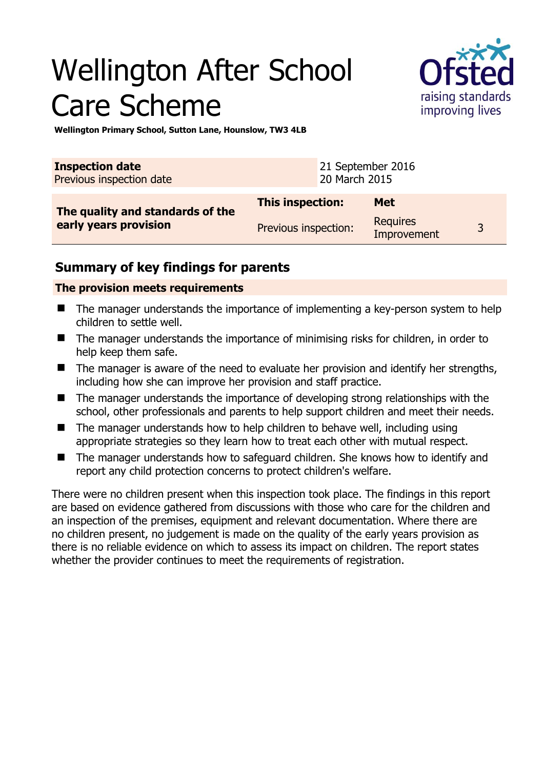# Wellington After School Care Scheme

**Wellington Primary School, Sutton Lane, Hounslow, TW3 4LB**

| **Inspection date** | 21 September 2016 | |
|---|---|---|
| Previous inspection date | 20 March 2015 | |

| **The quality and standards of the early years provision** | **This inspection:** | **Met** | |
|---|---|---|---|
| | Previous inspection: | Requires Improvement | 3 |

## Summary of key findings for parents

**The provision meets requirements**

- The manager understands the importance of implementing a key-person system to help children to settle well.
- The manager understands the importance of minimising risks for children, in order to help keep them safe.
- The manager is aware of the need to evaluate her provision and identify her strengths, including how she can improve her provision and staff practice.
- The manager understands the importance of developing strong relationships with the school, other professionals and parents to help support children and meet their needs.
- The manager understands how to help children to behave well, including using appropriate strategies so they learn how to treat each other with mutual respect.
- The manager understands how to safeguard children. She knows how to identify and report any child protection concerns to protect children's welfare.

There were no children present when this inspection took place. The findings in this report are based on evidence gathered from discussions with those who care for the children and an inspection of the premises, equipment and relevant documentation. Where there are no children present, no judgement is made on the quality of the early years provision as there is no reliable evidence on which to assess its impact on children. The report states whether the provider continues to meet the requirements of registration.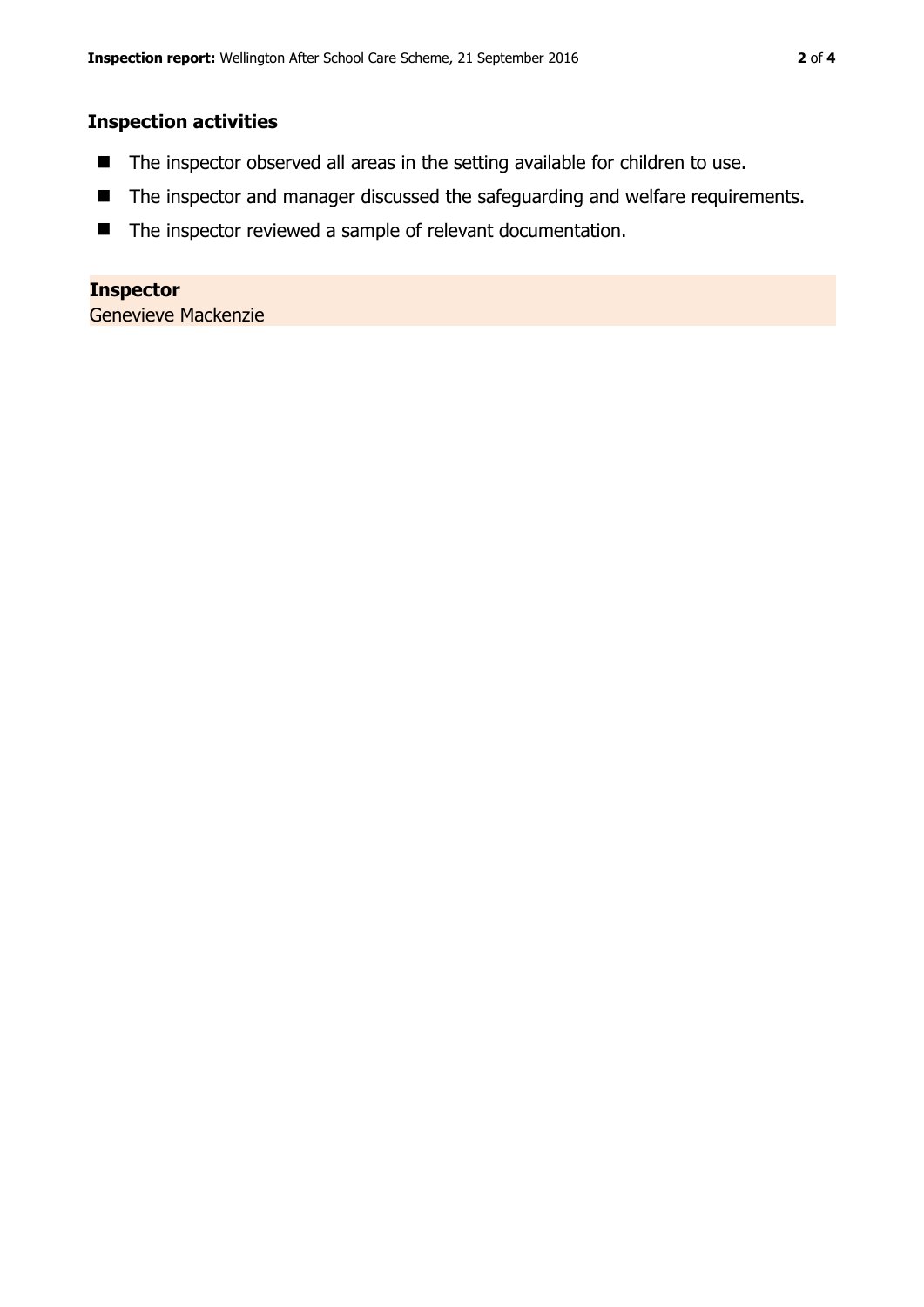## Inspection activities

- The inspector observed all areas in the setting available for children to use.
- The inspector and manager discussed the safeguarding and welfare requirements.
- The inspector reviewed a sample of relevant documentation.

**Inspector**
Genevieve Mackenzie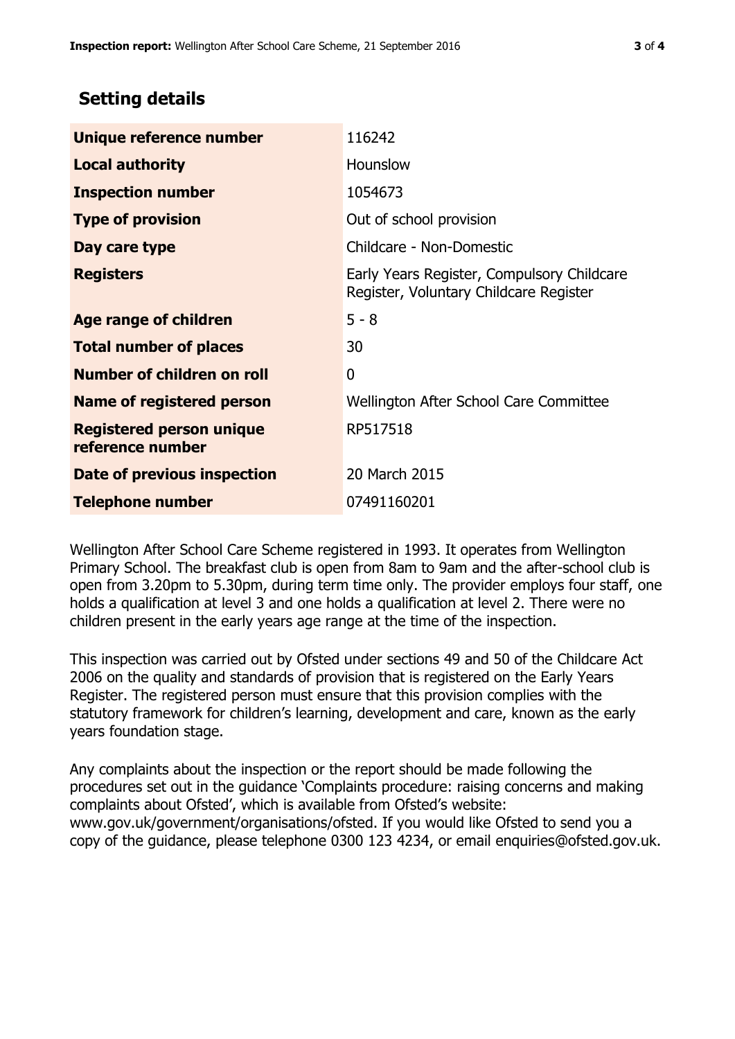## Setting details

| | |
|---|---|
| **Unique reference number** | 116242 |
| **Local authority** | Hounslow |
| **Inspection number** | 1054673 |
| **Type of provision** | Out of school provision |
| **Day care type** | Childcare - Non-Domestic |
| **Registers** | Early Years Register, Compulsory Childcare Register, Voluntary Childcare Register |
| **Age range of children** | 5 - 8 |
| **Total number of places** | 30 |
| **Number of children on roll** | 0 |
| **Name of registered person** | Wellington After School Care Committee |
| **Registered person unique reference number** | RP517518 |
| **Date of previous inspection** | 20 March 2015 |
| **Telephone number** | 07491160201 |

Wellington After School Care Scheme registered in 1993. It operates from Wellington Primary School. The breakfast club is open from 8am to 9am and the after-school club is open from 3.20pm to 5.30pm, during term time only. The provider employs four staff, one holds a qualification at level 3 and one holds a qualification at level 2. There were no children present in the early years age range at the time of the inspection.

This inspection was carried out by Ofsted under sections 49 and 50 of the Childcare Act 2006 on the quality and standards of provision that is registered on the Early Years Register. The registered person must ensure that this provision complies with the statutory framework for children's learning, development and care, known as the early years foundation stage.

Any complaints about the inspection or the report should be made following the procedures set out in the guidance 'Complaints procedure: raising concerns and making complaints about Ofsted', which is available from Ofsted's website: www.gov.uk/government/organisations/ofsted. If you would like Ofsted to send you a copy of the guidance, please telephone 0300 123 4234, or email enquiries@ofsted.gov.uk.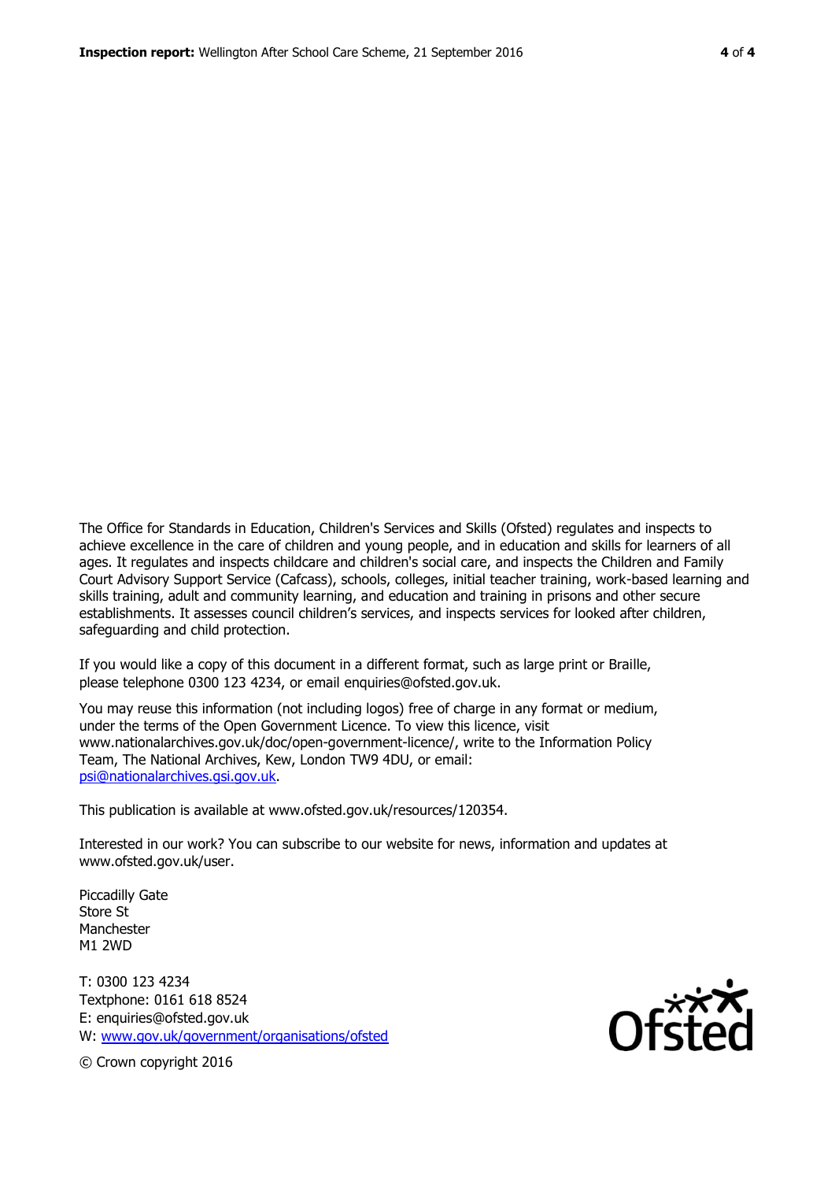The Office for Standards in Education, Children's Services and Skills (Ofsted) regulates and inspects to achieve excellence in the care of children and young people, and in education and skills for learners of all ages. It regulates and inspects childcare and children's social care, and inspects the Children and Family Court Advisory Support Service (Cafcass), schools, colleges, initial teacher training, work-based learning and skills training, adult and community learning, and education and training in prisons and other secure establishments. It assesses council children's services, and inspects services for looked after children, safeguarding and child protection.

If you would like a copy of this document in a different format, such as large print or Braille, please telephone 0300 123 4234, or email enquiries@ofsted.gov.uk.

You may reuse this information (not including logos) free of charge in any format or medium, under the terms of the Open Government Licence. To view this licence, visit www.nationalarchives.gov.uk/doc/open-government-licence/, write to the Information Policy Team, The National Archives, Kew, London TW9 4DU, or email: psi@nationalarchives.gsi.gov.uk.

This publication is available at www.ofsted.gov.uk/resources/120354.

Interested in our work? You can subscribe to our website for news, information and updates at www.ofsted.gov.uk/user.

Piccadilly Gate
Store St
Manchester
M1 2WD

T: 0300 123 4234
Textphone: 0161 618 8524
E: enquiries@ofsted.gov.uk
W: www.gov.uk/government/organisations/ofsted

© Crown copyright 2016